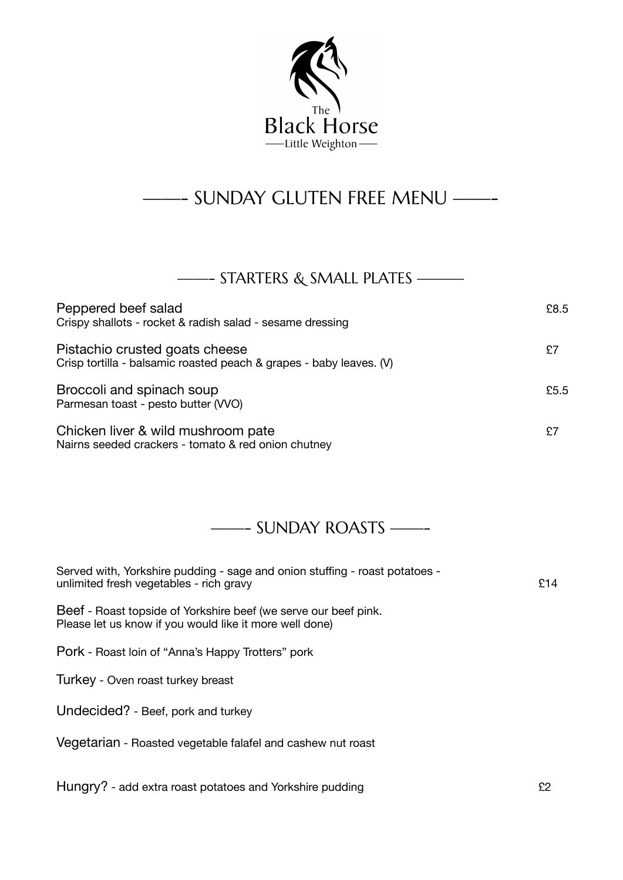The Black Horse

Little Weighton

# ——- SUNDAY GLUTEN FREE MENU ——-

## ——- STARTERS & SMALL PLATES ———

Peppered beef salad — £8.5
Crispy shallots - rocket & radish salad - sesame dressing

Pistachio crusted goats cheese — £7
Crisp tortilla - balsamic roasted peach & grapes - baby leaves. (V)

Broccoli and spinach soup — £5.5
Parmesan toast - pesto butter (VVO)

Chicken liver & wild mushroom pate — £7
Nairns seeded crackers - tomato & red onion chutney

## ——- SUNDAY ROASTS ——-

Served with, Yorkshire pudding - sage and onion stuffing - roast potatoes - unlimited fresh vegetables - rich gravy — £14

Beef - Roast topside of Yorkshire beef (we serve our beef pink. Please let us know if you would like it more well done)

Pork - Roast loin of "Anna's Happy Trotters" pork

Turkey - Oven roast turkey breast

Undecided? - Beef, pork and turkey

Vegetarian - Roasted vegetable falafel and cashew nut roast

Hungry? - add extra roast potatoes and Yorkshire pudding — £2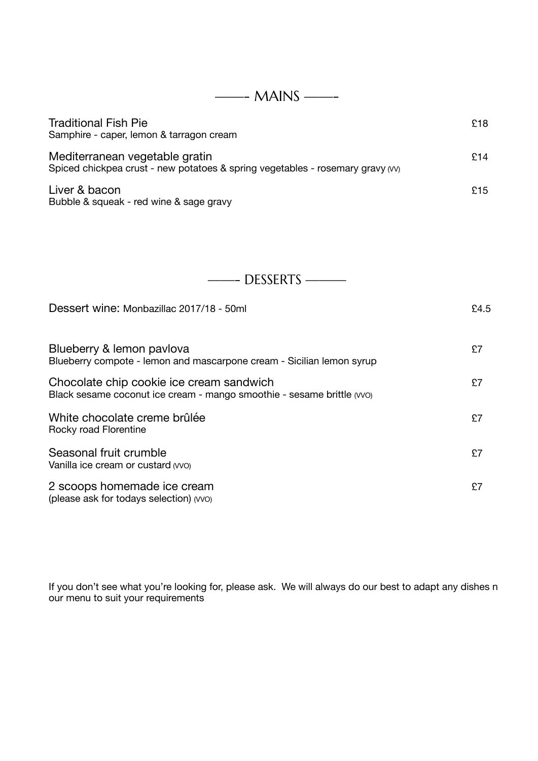## ——- MAINS ——-

Traditional Fish Pie — £18
Samphire - caper, lemon & tarragon cream

Mediterranean vegetable gratin — £14
Spiced chickpea crust - new potatoes & spring vegetables - rosemary gravy (VV)

Liver & bacon — £15
Bubble & squeak - red wine & sage gravy

## ——- DESSERTS ———

Dessert wine: Monbazillac 2017/18 - 50ml — £4.5

Blueberry & lemon pavlova — £7
Blueberry compote - lemon and mascarpone cream - Sicilian lemon syrup

Chocolate chip cookie ice cream sandwich — £7
Black sesame coconut ice cream - mango smoothie - sesame brittle (VVO)

White chocolate creme brûlée — £7
Rocky road Florentine

Seasonal fruit crumble — £7
Vanilla ice cream or custard (VVO)

2 scoops homemade ice cream — £7
(please ask for todays selection) (VVO)

If you don't see what you're looking for, please ask. We will always do our best to adapt any dishes n our menu to suit your requirements